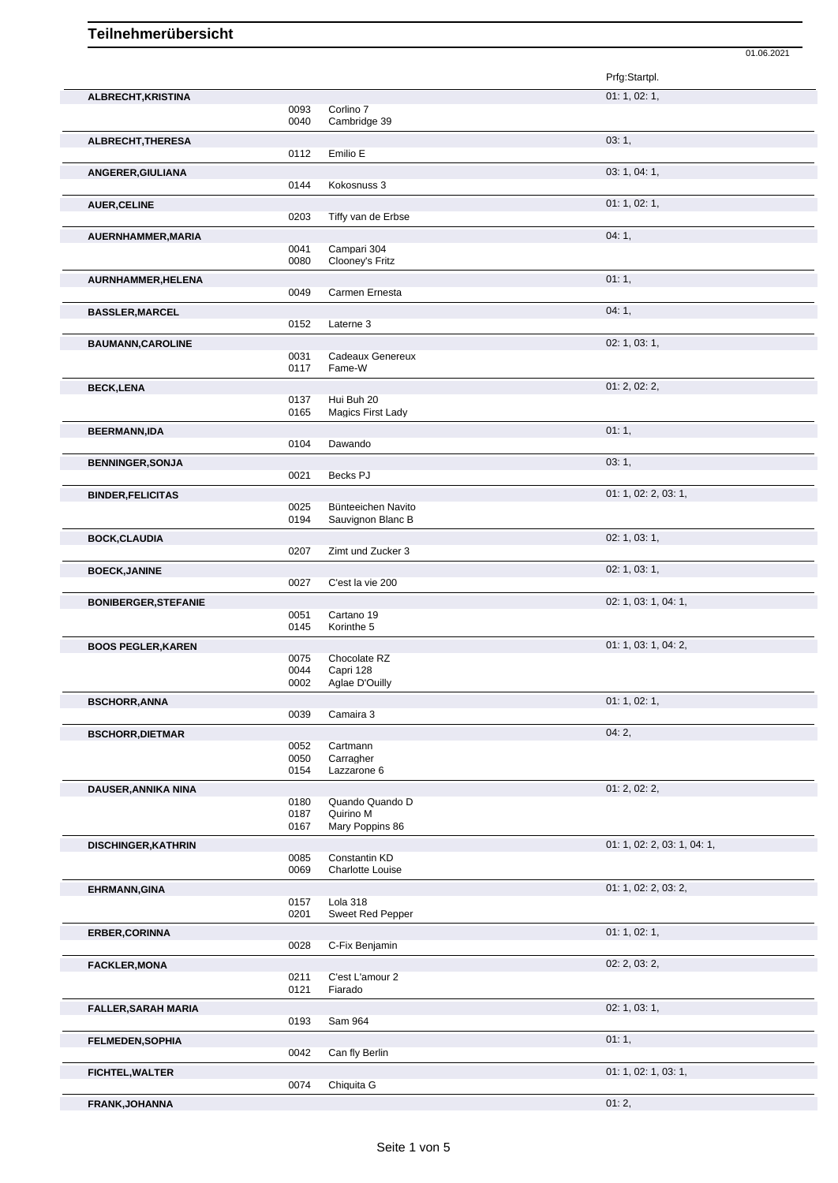# Teilnehmerübersicht

01.06.2021

| Teilnehmer | Nr. | Pferd | Prfg:Startpl. |
|---|---|---|---|
| **ALBRECHT,KRISTINA** | | | 01: 1, 02: 1, |
| | 0093 | Corlino 7 | |
| | 0040 | Cambridge 39 | |
| **ALBRECHT,THERESA** | | | 03: 1, |
| | 0112 | Emilio E | |
| **ANGERER,GIULIANA** | | | 03: 1, 04: 1, |
| | 0144 | Kokosnuss 3 | |
| **AUER,CELINE** | | | 01: 1, 02: 1, |
| | 0203 | Tiffy van de Erbse | |
| **AUERNHAMMER,MARIA** | | | 04: 1, |
| | 0041 | Campari 304 | |
| | 0080 | Clooney's Fritz | |
| **AURNHAMMER,HELENA** | | | 01: 1, |
| | 0049 | Carmen Ernesta | |
| **BASSLER,MARCEL** | | | 04: 1, |
| | 0152 | Laterne 3 | |
| **BAUMANN,CAROLINE** | | | 02: 1, 03: 1, |
| | 0031 | Cadeaux Genereux | |
| | 0117 | Fame-W | |
| **BECK,LENA** | | | 01: 2, 02: 2, |
| | 0137 | Hui Buh 20 | |
| | 0165 | Magics First Lady | |
| **BEERMANN,IDA** | | | 01: 1, |
| | 0104 | Dawando | |
| **BENNINGER,SONJA** | | | 03: 1, |
| | 0021 | Becks PJ | |
| **BINDER,FELICITAS** | | | 01: 1, 02: 2, 03: 1, |
| | 0025 | Bünteeichen Navito | |
| | 0194 | Sauvignon Blanc B | |
| **BOCK,CLAUDIA** | | | 02: 1, 03: 1, |
| | 0207 | Zimt und Zucker 3 | |
| **BOECK,JANINE** | | | 02: 1, 03: 1, |
| | 0027 | C'est la vie 200 | |
| **BONIBERGER,STEFANIE** | | | 02: 1, 03: 1, 04: 1, |
| | 0051 | Cartano 19 | |
| | 0145 | Korinthe 5 | |
| **BOOS PEGLER,KAREN** | | | 01: 1, 03: 1, 04: 2, |
| | 0075 | Chocolate RZ | |
| | 0044 | Capri 128 | |
| | 0002 | Aglae D'Ouilly | |
| **BSCHORR,ANNA** | | | 01: 1, 02: 1, |
| | 0039 | Camaira 3 | |
| **BSCHORR,DIETMAR** | | | 04: 2, |
| | 0052 | Cartmann | |
| | 0050 | Carragher | |
| | 0154 | Lazzarone 6 | |
| **DAUSER,ANNIKA NINA** | | | 01: 2, 02: 2, |
| | 0180 | Quando Quando D | |
| | 0187 | Quirino M | |
| | 0167 | Mary Poppins 86 | |
| **DISCHINGER,KATHRIN** | | | 01: 1, 02: 2, 03: 1, 04: 1, |
| | 0085 | Constantin KD | |
| | 0069 | Charlotte Louise | |
| **EHRMANN,GINA** | | | 01: 1, 02: 2, 03: 2, |
| | 0157 | Lola 318 | |
| | 0201 | Sweet Red Pepper | |
| **ERBER,CORINNA** | | | 01: 1, 02: 1, |
| | 0028 | C-Fix Benjamin | |
| **FACKLER,MONA** | | | 02: 2, 03: 2, |
| | 0211 | C'est L'amour 2 | |
| | 0121 | Fiarado | |
| **FALLER,SARAH MARIA** | | | 02: 1, 03: 1, |
| | 0193 | Sam 964 | |
| **FELMEDEN,SOPHIA** | | | 01: 1, |
| | 0042 | Can fly Berlin | |
| **FICHTEL,WALTER** | | | 01: 1, 02: 1, 03: 1, |
| | 0074 | Chiquita G | |
| **FRANK,JOHANNA** | | | 01: 2, |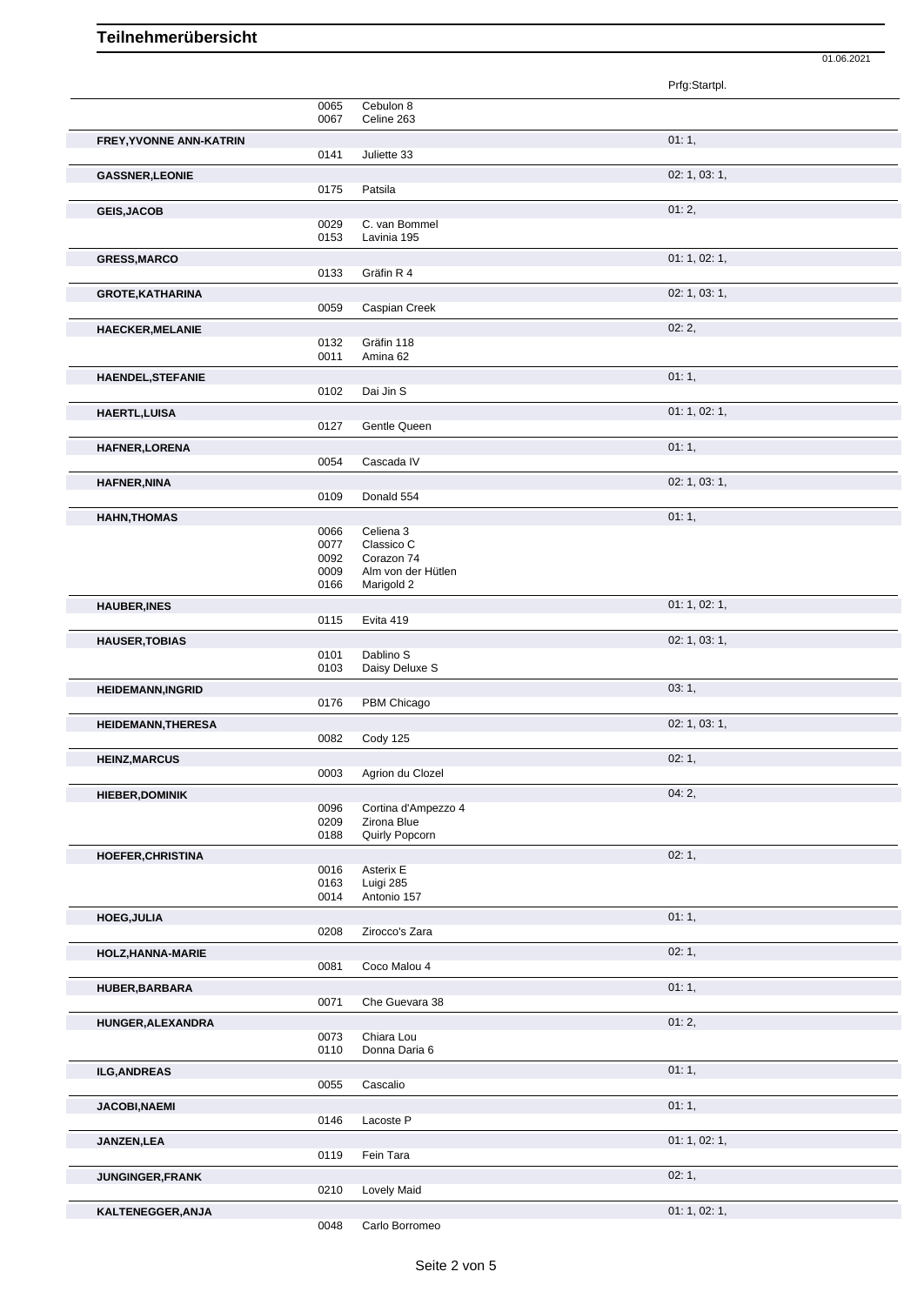# Teilnehmerübersicht

01.06.2021

| Teilnehmer | Nr. | Pferd | Prfg:Startpl. |
|---|---|---|---|
| | 0065 | Cebulon 8 | |
| | 0067 | Celine 263 | |
| **FREY,YVONNE ANN-KATRIN** | | | 01: 1, |
| | 0141 | Juliette 33 | |
| **GASSNER,LEONIE** | | | 02: 1, 03: 1, |
| | 0175 | Patsila | |
| **GEIS,JACOB** | | | 01: 2, |
| | 0029 | C. van Bommel | |
| | 0153 | Lavinia 195 | |
| **GRESS,MARCO** | | | 01: 1, 02: 1, |
| | 0133 | Gräfin R 4 | |
| **GROTE,KATHARINA** | | | 02: 1, 03: 1, |
| | 0059 | Caspian Creek | |
| **HAECKER,MELANIE** | | | 02: 2, |
| | 0132 | Gräfin 118 | |
| | 0011 | Amina 62 | |
| **HAENDEL,STEFANIE** | | | 01: 1, |
| | 0102 | Dai Jin S | |
| **HAERTL,LUISA** | | | 01: 1, 02: 1, |
| | 0127 | Gentle Queen | |
| **HAFNER,LORENA** | | | 01: 1, |
| | 0054 | Cascada IV | |
| **HAFNER,NINA** | | | 02: 1, 03: 1, |
| | 0109 | Donald 554 | |
| **HAHN,THOMAS** | | | 01: 1, |
| | 0066 | Celiena 3 | |
| | 0077 | Classico C | |
| | 0092 | Corazon 74 | |
| | 0009 | Alm von der Hütlen | |
| | 0166 | Marigold 2 | |
| **HAUBER,INES** | | | 01: 1, 02: 1, |
| | 0115 | Evita 419 | |
| **HAUSER,TOBIAS** | | | 02: 1, 03: 1, |
| | 0101 | Dablino S | |
| | 0103 | Daisy Deluxe S | |
| **HEIDEMANN,INGRID** | | | 03: 1, |
| | 0176 | PBM Chicago | |
| **HEIDEMANN,THERESA** | | | 02: 1, 03: 1, |
| | 0082 | Cody 125 | |
| **HEINZ,MARCUS** | | | 02: 1, |
| | 0003 | Agrion du Clozel | |
| **HIEBER,DOMINIK** | | | 04: 2, |
| | 0096 | Cortina d'Ampezzo 4 | |
| | 0209 | Zirona Blue | |
| | 0188 | Quirly Popcorn | |
| **HOEFER,CHRISTINA** | | | 02: 1, |
| | 0016 | Asterix E | |
| | 0163 | Luigi 285 | |
| | 0014 | Antonio 157 | |
| **HOEG,JULIA** | | | 01: 1, |
| | 0208 | Zirocco's Zara | |
| **HOLZ,HANNA-MARIE** | | | 02: 1, |
| | 0081 | Coco Malou 4 | |
| **HUBER,BARBARA** | | | 01: 1, |
| | 0071 | Che Guevara 38 | |
| **HUNGER,ALEXANDRA** | | | 01: 2, |
| | 0073 | Chiara Lou | |
| | 0110 | Donna Daria 6 | |
| **ILG,ANDREAS** | | | 01: 1, |
| | 0055 | Cascalio | |
| **JACOBI,NAEMI** | | | 01: 1, |
| | 0146 | Lacoste P | |
| **JANZEN,LEA** | | | 01: 1, 02: 1, |
| | 0119 | Fein Tara | |
| **JUNGINGER,FRANK** | | | 02: 1, |
| | 0210 | Lovely Maid | |
| **KALTENEGGER,ANJA** | | | 01: 1, 02: 1, |
| | 0048 | Carlo Borromeo | |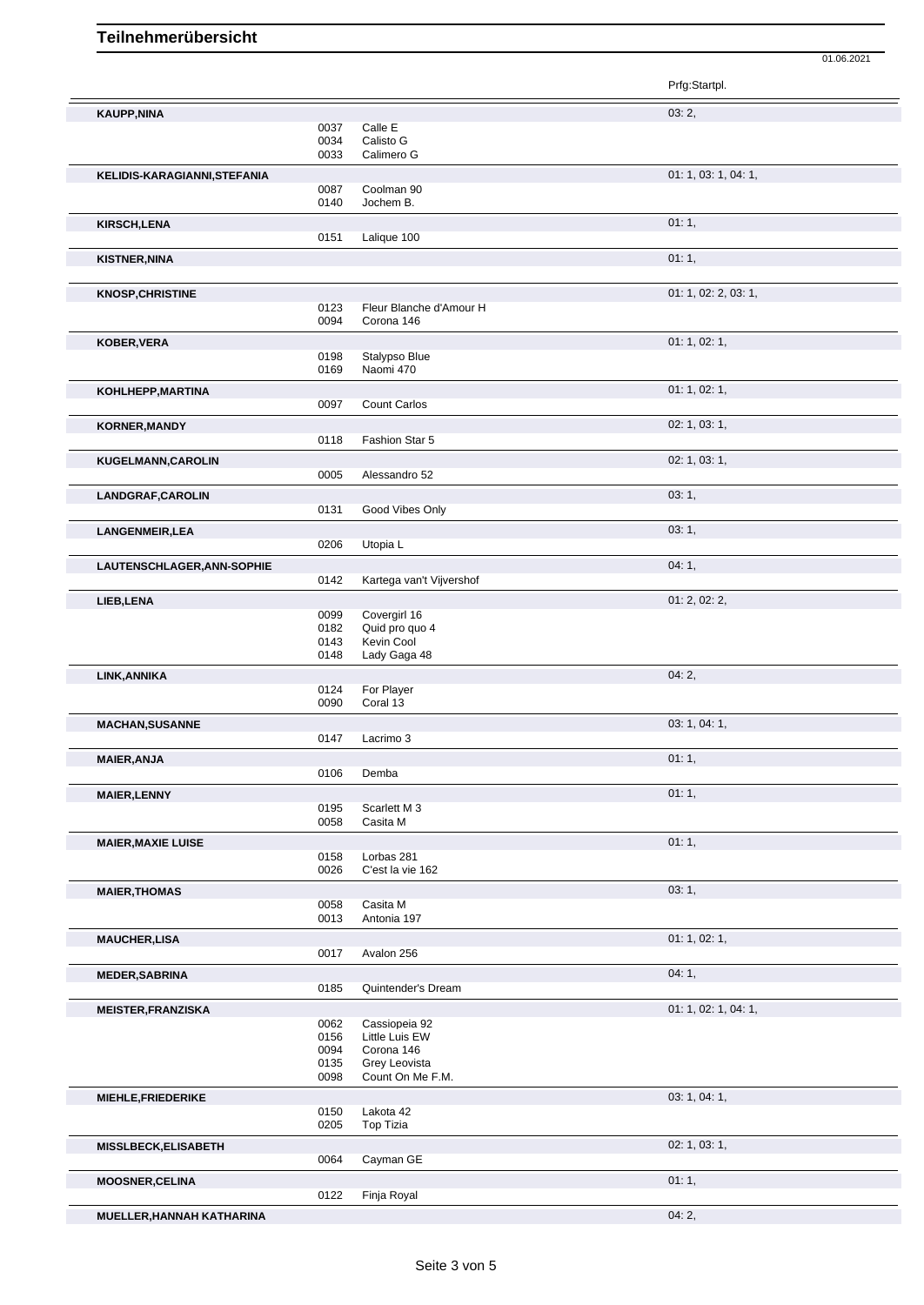# Teilnehmerübersicht

01.06.2021

| Name | Nr. | Pferd | Prfg:Startpl. |
|---|---|---|---|
| **KAUPP,NINA** | | | 03: 2, |
| | 0037 | Calle E | |
| | 0034 | Calisto G | |
| | 0033 | Calimero G | |
| **KELIDIS-KARAGIANNI,STEFANIA** | | | 01: 1, 03: 1, 04: 1, |
| | 0087 | Coolman 90 | |
| | 0140 | Jochem B. | |
| **KIRSCH,LENA** | | | 01: 1, |
| | 0151 | Lalique 100 | |
| **KISTNER,NINA** | | | 01: 1, |
| **KNOSP,CHRISTINE** | | | 01: 1, 02: 2, 03: 1, |
| | 0123 | Fleur Blanche d'Amour H | |
| | 0094 | Corona 146 | |
| **KOBER,VERA** | | | 01: 1, 02: 1, |
| | 0198 | Stalypso Blue | |
| | 0169 | Naomi 470 | |
| **KOHLHEPP,MARTINA** | | | 01: 1, 02: 1, |
| | 0097 | Count Carlos | |
| **KORNER,MANDY** | | | 02: 1, 03: 1, |
| | 0118 | Fashion Star 5 | |
| **KUGELMANN,CAROLIN** | | | 02: 1, 03: 1, |
| | 0005 | Alessandro 52 | |
| **LANDGRAF,CAROLIN** | | | 03: 1, |
| | 0131 | Good Vibes Only | |
| **LANGENMEIR,LEA** | | | 03: 1, |
| | 0206 | Utopia L | |
| **LAUTENSCHLAGER,ANN-SOPHIE** | | | 04: 1, |
| | 0142 | Kartega van't Vijvershof | |
| **LIEB,LENA** | | | 01: 2, 02: 2, |
| | 0099 | Covergirl 16 | |
| | 0182 | Quid pro quo 4 | |
| | 0143 | Kevin Cool | |
| | 0148 | Lady Gaga 48 | |
| **LINK,ANNIKA** | | | 04: 2, |
| | 0124 | For Player | |
| | 0090 | Coral 13 | |
| **MACHAN,SUSANNE** | | | 03: 1, 04: 1, |
| | 0147 | Lacrimo 3 | |
| **MAIER,ANJA** | | | 01: 1, |
| | 0106 | Demba | |
| **MAIER,LENNY** | | | 01: 1, |
| | 0195 | Scarlett M 3 | |
| | 0058 | Casita M | |
| **MAIER,MAXIE LUISE** | | | 01: 1, |
| | 0158 | Lorbas 281 | |
| | 0026 | C'est la vie 162 | |
| **MAIER,THOMAS** | | | 03: 1, |
| | 0058 | Casita M | |
| | 0013 | Antonia 197 | |
| **MAUCHER,LISA** | | | 01: 1, 02: 1, |
| | 0017 | Avalon 256 | |
| **MEDER,SABRINA** | | | 04: 1, |
| | 0185 | Quintender's Dream | |
| **MEISTER,FRANZISKA** | | | 01: 1, 02: 1, 04: 1, |
| | 0062 | Cassiopeia 92 | |
| | 0156 | Little Luis EW | |
| | 0094 | Corona 146 | |
| | 0135 | Grey Leovista | |
| | 0098 | Count On Me F.M. | |
| **MIEHLE,FRIEDERIKE** | | | 03: 1, 04: 1, |
| | 0150 | Lakota 42 | |
| | 0205 | Top Tizia | |
| **MISSLBECK,ELISABETH** | | | 02: 1, 03: 1, |
| | 0064 | Cayman GE | |
| **MOOSNER,CELINA** | | | 01: 1, |
| | 0122 | Finja Royal | |
| **MUELLER,HANNAH KATHARINA** | | | 04: 2, |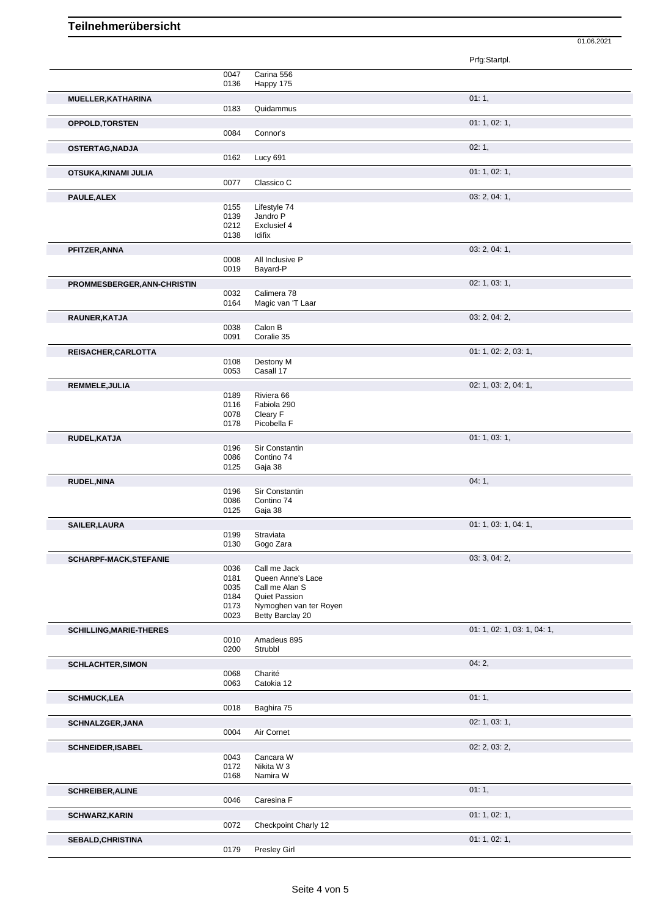# Teilnehmerübersicht

01.06.2021

| Name | Nr. | Pferd | Prfg:Startpl. |
|---|---|---|---|
| | 0047 | Carina 556 | |
| | 0136 | Happy 175 | |
| **MUELLER,KATHARINA** | | | 01: 1, |
| | 0183 | Quidammus | |
| **OPPOLD,TORSTEN** | | | 01: 1, 02: 1, |
| | 0084 | Connor's | |
| **OSTERTAG,NADJA** | | | 02: 1, |
| | 0162 | Lucy 691 | |
| **OTSUKA,KINAMI JULIA** | | | 01: 1, 02: 1, |
| | 0077 | Classico C | |
| **PAULE,ALEX** | | | 03: 2, 04: 1, |
| | 0155 | Lifestyle 74 | |
| | 0139 | Jandro P | |
| | 0212 | Exclusief 4 | |
| | 0138 | Idifix | |
| **PFITZER,ANNA** | | | 03: 2, 04: 1, |
| | 0008 | All Inclusive P | |
| | 0019 | Bayard-P | |
| **PROMMESBERGER,ANN-CHRISTIN** | | | 02: 1, 03: 1, |
| | 0032 | Calimera 78 | |
| | 0164 | Magic van 'T Laar | |
| **RAUNER,KATJA** | | | 03: 2, 04: 2, |
| | 0038 | Calon B | |
| | 0091 | Coralie 35 | |
| **REISACHER,CARLOTTA** | | | 01: 1, 02: 2, 03: 1, |
| | 0108 | Destony M | |
| | 0053 | Casall 17 | |
| **REMMELE,JULIA** | | | 02: 1, 03: 2, 04: 1, |
| | 0189 | Riviera 66 | |
| | 0116 | Fabiola 290 | |
| | 0078 | Cleary F | |
| | 0178 | Picobella F | |
| **RUDEL,KATJA** | | | 01: 1, 03: 1, |
| | 0196 | Sir Constantin | |
| | 0086 | Contino 74 | |
| | 0125 | Gaja 38 | |
| **RUDEL,NINA** | | | 04: 1, |
| | 0196 | Sir Constantin | |
| | 0086 | Contino 74 | |
| | 0125 | Gaja 38 | |
| **SAILER,LAURA** | | | 01: 1, 03: 1, 04: 1, |
| | 0199 | Straviata | |
| | 0130 | Gogo Zara | |
| **SCHARPF-MACK,STEFANIE** | | | 03: 3, 04: 2, |
| | 0036 | Call me Jack | |
| | 0181 | Queen Anne's Lace | |
| | 0035 | Call me Alan S | |
| | 0184 | Quiet Passion | |
| | 0173 | Nymoghen van ter Royen | |
| | 0023 | Betty Barclay 20 | |
| **SCHILLING,MARIE-THERES** | | | 01: 1, 02: 1, 03: 1, 04: 1, |
| | 0010 | Amadeus 895 | |
| | 0200 | Strubbl | |
| **SCHLACHTER,SIMON** | | | 04: 2, |
| | 0068 | Charité | |
| | 0063 | Catokia 12 | |
| **SCHMUCK,LEA** | | | 01: 1, |
| | 0018 | Baghira 75 | |
| **SCHNALZGER,JANA** | | | 02: 1, 03: 1, |
| | 0004 | Air Cornet | |
| **SCHNEIDER,ISABEL** | | | 02: 2, 03: 2, |
| | 0043 | Cancara W | |
| | 0172 | Nikita W 3 | |
| | 0168 | Namira W | |
| **SCHREIBER,ALINE** | | | 01: 1, |
| | 0046 | Caresina F | |
| **SCHWARZ,KARIN** | | | 01: 1, 02: 1, |
| | 0072 | Checkpoint Charly 12 | |
| **SEBALD,CHRISTINA** | | | 01: 1, 02: 1, |
| | 0179 | Presley Girl | |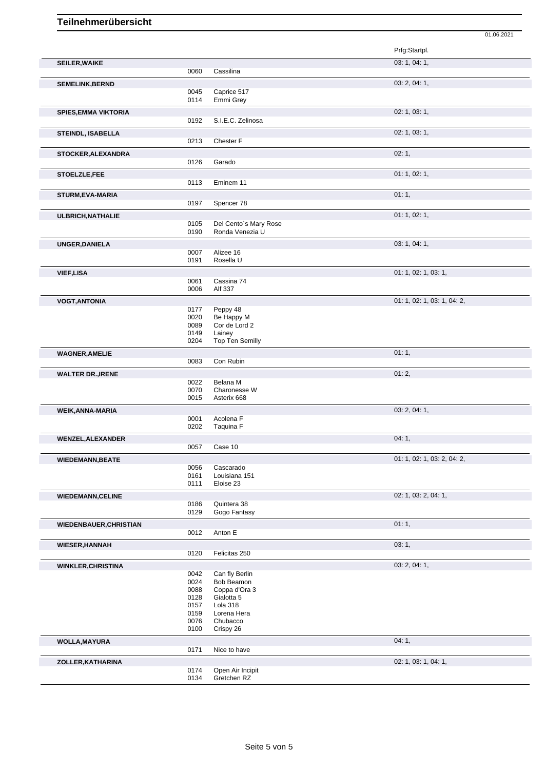# Teilnehmerübersicht

01.06.2021

| | | | Prfg:Startpl. |
|---|---|---|---|
| **SEILER,WAIKE** | | | 03: 1, 04: 1, |
| | 0060 | Cassilina | |
| **SEMELINK,BERND** | | | 03: 2, 04: 1, |
| | 0045 | Caprice 517 | |
| | 0114 | Emmi Grey | |
| **SPIES,EMMA VIKTORIA** | | | 02: 1, 03: 1, |
| | 0192 | S.I.E.C. Zelinosa | |
| **STEINDL, ISABELLA** | | | 02: 1, 03: 1, |
| | 0213 | Chester F | |
| **STOCKER,ALEXANDRA** | | | 02: 1, |
| | 0126 | Garado | |
| **STOELZLE,FEE** | | | 01: 1, 02: 1, |
| | 0113 | Eminem 11 | |
| **STURM,EVA-MARIA** | | | 01: 1, |
| | 0197 | Spencer 78 | |
| **ULBRICH,NATHALIE** | | | 01: 1, 02: 1, |
| | 0105 | Del Cento`s Mary Rose | |
| | 0190 | Ronda Venezia U | |
| **UNGER,DANIELA** | | | 03: 1, 04: 1, |
| | 0007 | Alizee 16 | |
| | 0191 | Rosella U | |
| **VIEF,LISA** | | | 01: 1, 02: 1, 03: 1, |
| | 0061 | Cassina 74 | |
| | 0006 | Alf 337 | |
| **VOGT,ANTONIA** | | | 01: 1, 02: 1, 03: 1, 04: 2, |
| | 0177 | Peppy 48 | |
| | 0020 | Be Happy M | |
| | 0089 | Cor de Lord 2 | |
| | 0149 | Lainey | |
| | 0204 | Top Ten Semilly | |
| **WAGNER,AMELIE** | | | 01: 1, |
| | 0083 | Con Rubin | |
| **WALTER DR.,IRENE** | | | 01: 2, |
| | 0022 | Belana M | |
| | 0070 | Charonesse W | |
| | 0015 | Asterix 668 | |
| **WEIK,ANNA-MARIA** | | | 03: 2, 04: 1, |
| | 0001 | Acolena F | |
| | 0202 | Taquina F | |
| **WENZEL,ALEXANDER** | | | 04: 1, |
| | 0057 | Case 10 | |
| **WIEDEMANN,BEATE** | | | 01: 1, 02: 1, 03: 2, 04: 2, |
| | 0056 | Cascarado | |
| | 0161 | Louisiana 151 | |
| | 0111 | Eloise 23 | |
| **WIEDEMANN,CELINE** | | | 02: 1, 03: 2, 04: 1, |
| | 0186 | Quintera 38 | |
| | 0129 | Gogo Fantasy | |
| **WIEDENBAUER,CHRISTIAN** | | | 01: 1, |
| | 0012 | Anton E | |
| **WIESER,HANNAH** | | | 03: 1, |
| | 0120 | Felicitas 250 | |
| **WINKLER,CHRISTINA** | | | 03: 2, 04: 1, |
| | 0042 | Can fly Berlin | |
| | 0024 | Bob Beamon | |
| | 0088 | Coppa d'Ora 3 | |
| | 0128 | Gialotta 5 | |
| | 0157 | Lola 318 | |
| | 0159 | Lorena Hera | |
| | 0076 | Chubacco | |
| | 0100 | Crispy 26 | |
| **WOLLA,MAYURA** | | | 04: 1, |
| | 0171 | Nice to have | |
| **ZOLLER,KATHARINA** | | | 02: 1, 03: 1, 04: 1, |
| | 0174 | Open Air Incipit | |
| | 0134 | Gretchen RZ | |